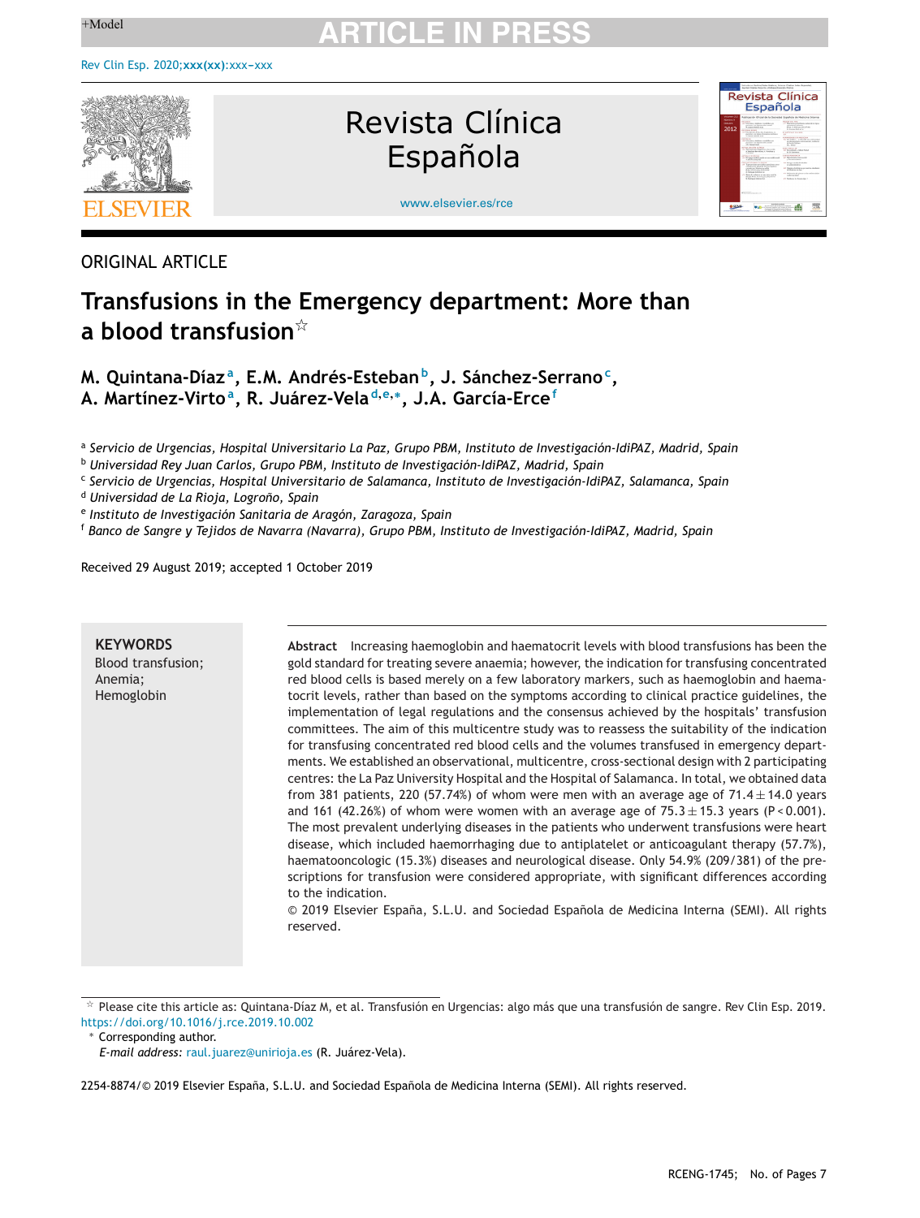ORIGINAL ARTICLE

# Transfusions in the Emergency department: More than a blood transfusion☆

**M. Quintana-Díaz[a], E.M. Andrés-Esteban[b], J. Sánchez-Serrano[c], A. Martínez-Virto[a], R. Juárez-Vela[d,e,*], J.A. García-Erce[f]**

[a] *Servicio de Urgencias, Hospital Universitario La Paz, Grupo PBM, Instituto de Investigación-IdiPAZ, Madrid, Spain*
[b] *Universidad Rey Juan Carlos, Grupo PBM, Instituto de Investigación-IdiPAZ, Madrid, Spain*
[c] *Servicio de Urgencias, Hospital Universitario de Salamanca, Instituto de Investigación-IdiPAZ, Salamanca, Spain*
[d] *Universidad de La Rioja, Logroño, Spain*
[e] *Instituto de Investigación Sanitaria de Aragón, Zaragoza, Spain*
[f] *Banco de Sangre y Tejidos de Navarra (Navarra), Grupo PBM, Instituto de Investigación-IdiPAZ, Madrid, Spain*

Received 29 August 2019; accepted 1 October 2019

**KEYWORDS**
Blood transfusion;
Anemia;
Hemoglobin

**Abstract** Increasing haemoglobin and haematocrit levels with blood transfusions has been the gold standard for treating severe anaemia; however, the indication for transfusing concentrated red blood cells is based merely on a few laboratory markers, such as haemoglobin and haematocrit levels, rather than based on the symptoms according to clinical practice guidelines, the implementation of legal regulations and the consensus achieved by the hospitals' transfusion committees. The aim of this multicentre study was to reassess the suitability of the indication for transfusing concentrated red blood cells and the volumes transfused in emergency departments. We established an observational, multicentre, cross-sectional design with 2 participating centres: the La Paz University Hospital and the Hospital of Salamanca. In total, we obtained data from 381 patients, 220 (57.74%) of whom were men with an average age of 71.4 ± 14.0 years and 161 (42.26%) of whom were women with an average age of 75.3 ± 15.3 years ($P < 0.001$). The most prevalent underlying diseases in the patients who underwent transfusions were heart disease, which included haemorrhaging due to antiplatelet or anticoagulant therapy (57.7%), haematooncologic (15.3%) diseases and neurological disease. Only 54.9% (209/381) of the prescriptions for transfusion were considered appropriate, with significant differences according to the indication.
© 2019 Elsevier España, S.L.U. and Sociedad Española de Medicina Interna (SEMI). All rights reserved.

☆ Please cite this article as: Quintana-Díaz M, et al. Transfusión en Urgencias: algo más que una transfusión de sangre. Rev Clin Esp. 2019. https://doi.org/10.1016/j.rce.2019.10.002

\* Corresponding author.
*E-mail address:* raul.juarez@unirioja.es (R. Juárez-Vela).

2254-8874/© 2019 Elsevier España, S.L.U. and Sociedad Española de Medicina Interna (SEMI). All rights reserved.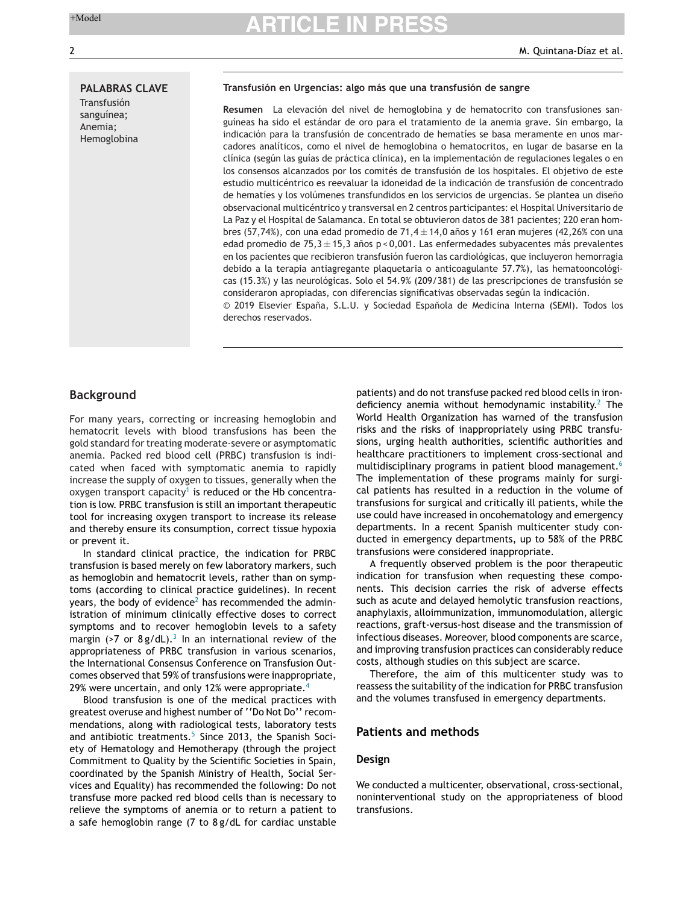**PALABRAS CLAVE**
Transfusión sanguínea;
Anemia;
Hemoglobina

**Transfusión en Urgencias: algo más que una transfusión de sangre**

**Resumen** La elevación del nivel de hemoglobina y de hematocrito con transfusiones sanguíneas ha sido el estándar de oro para el tratamiento de la anemia grave. Sin embargo, la indicación para la transfusión de concentrado de hematíes se basa meramente en unos marcadores analíticos, como el nivel de hemoglobina o hematocritos, en lugar de basarse en la clínica (según las guías de práctica clínica), en la implementación de regulaciones legales o en los consensos alcanzados por los comités de transfusión de los hospitales. El objetivo de este estudio multicéntrico es reevaluar la idoneidad de la indicación de transfusión de concentrado de hematíes y los volúmenes transfundidos en los servicios de urgencias. Se plantea un diseño observacional multicéntrico y transversal en 2 centros participantes: el Hospital Universitario de La Paz y el Hospital de Salamanca. En total se obtuvieron datos de 381 pacientes; 220 eran hombres (57,74%), con una edad promedio de 71,4 ± 14,0 años y 161 eran mujeres (42,26% con una edad promedio de 75,3 ± 15,3 años p < 0,001. Las enfermedades subyacentes más prevalentes en los pacientes que recibieron transfusión fueron las cardiológicas, que incluyeron hemorragia debido a la terapia antiagregante plaquetaria o anticoagulante 57.7%), las hematooncológicas (15.3%) y las neurológicas. Solo el 54.9% (209/381) de las prescripciones de transfusión se consideraron apropiadas, con diferencias significativas observadas según la indicación.
© 2019 Elsevier España, S.L.U. y Sociedad Española de Medicina Interna (SEMI). Todos los derechos reservados.

## Background

For many years, correcting or increasing hemoglobin and hematocrit levels with blood transfusions has been the gold standard for treating moderate-severe or asymptomatic anemia. Packed red blood cell (PRBC) transfusion is indicated when faced with symptomatic anemia to rapidly increase the supply of oxygen to tissues, generally when the oxygen transport capacity[1] is reduced or the Hb concentration is low. PRBC transfusion is still an important therapeutic tool for increasing oxygen transport to increase its release and thereby ensure its consumption, correct tissue hypoxia or prevent it.

In standard clinical practice, the indication for PRBC transfusion is based merely on few laboratory markers, such as hemoglobin and hematocrit levels, rather than on symptoms (according to clinical practice guidelines). In recent years, the body of evidence[2] has recommended the administration of minimum clinically effective doses to correct symptoms and to recover hemoglobin levels to a safety margin (>7 or 8 g/dL).[3] In an international review of the appropriateness of PRBC transfusion in various scenarios, the International Consensus Conference on Transfusion Outcomes observed that 59% of transfusions were inappropriate, 29% were uncertain, and only 12% were appropriate.[4]

Blood transfusion is one of the medical practices with greatest overuse and highest number of ''Do Not Do'' recommendations, along with radiological tests, laboratory tests and antibiotic treatments.[5] Since 2013, the Spanish Society of Hematology and Hemotherapy (through the project Commitment to Quality by the Scientific Societies in Spain, coordinated by the Spanish Ministry of Health, Social Services and Equality) has recommended the following: Do not transfuse more packed red blood cells than is necessary to relieve the symptoms of anemia or to return a patient to a safe hemoglobin range (7 to 8 g/dL for cardiac unstable patients) and do not transfuse packed red blood cells in iron-deficiency anemia without hemodynamic instability.[2] The World Health Organization has warned of the transfusion risks and the risks of inappropriately using PRBC transfusions, urging health authorities, scientific authorities and healthcare practitioners to implement cross-sectional and multidisciplinary programs in patient blood management.[6] The implementation of these programs mainly for surgical patients has resulted in a reduction in the volume of transfusions for surgical and critically ill patients, while the use could have increased in oncohematology and emergency departments. In a recent Spanish multicenter study conducted in emergency departments, up to 58% of the PRBC transfusions were considered inappropriate.

A frequently observed problem is the poor therapeutic indication for transfusion when requesting these components. This decision carries the risk of adverse effects such as acute and delayed hemolytic transfusion reactions, anaphylaxis, alloimmunization, immunomodulation, allergic reactions, graft-versus-host disease and the transmission of infectious diseases. Moreover, blood components are scarce, and improving transfusion practices can considerably reduce costs, although studies on this subject are scarce.

Therefore, the aim of this multicenter study was to reassess the suitability of the indication for PRBC transfusion and the volumes transfused in emergency departments.

## Patients and methods

### Design

We conducted a multicenter, observational, cross-sectional, noninterventional study on the appropriateness of blood transfusions.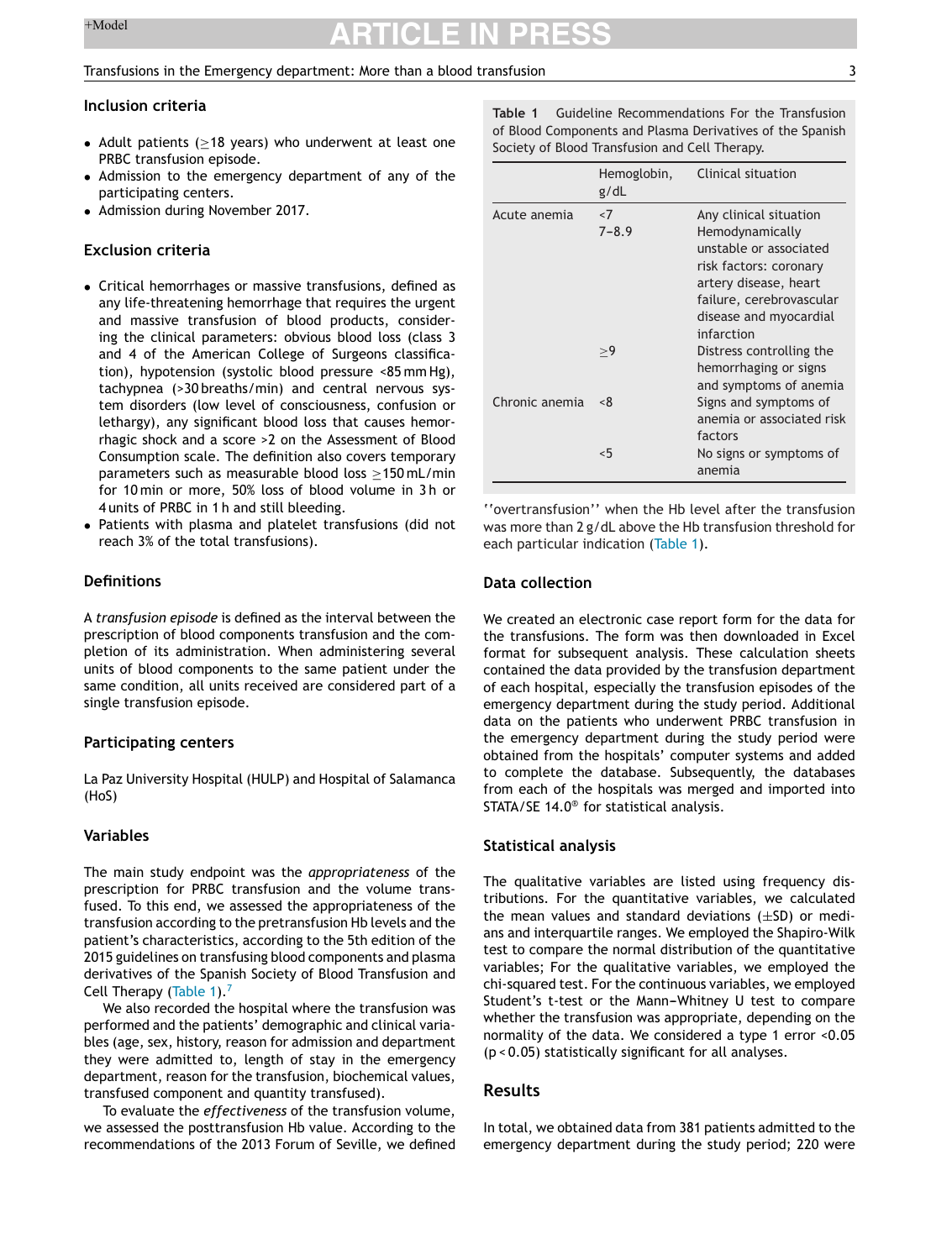## Inclusion criteria

- Adult patients (≥18 years) who underwent at least one PRBC transfusion episode.
- Admission to the emergency department of any of the participating centers.
- Admission during November 2017.

## Exclusion criteria

- Critical hemorrhages or massive transfusions, defined as any life-threatening hemorrhage that requires the urgent and massive transfusion of blood products, considering the clinical parameters: obvious blood loss (class 3 and 4 of the American College of Surgeons classification), hypotension (systolic blood pressure <85 mm Hg), tachypnea (>30 breaths/min) and central nervous system disorders (low level of consciousness, confusion or lethargy), any significant blood loss that causes hemorrhagic shock and a score >2 on the Assessment of Blood Consumption scale. The definition also covers temporary parameters such as measurable blood loss ≥150 mL/min for 10 min or more, 50% loss of blood volume in 3 h or 4 units of PRBC in 1 h and still bleeding.
- Patients with plasma and platelet transfusions (did not reach 3% of the total transfusions).

## Definitions

A *transfusion episode* is defined as the interval between the prescription of blood components transfusion and the completion of its administration. When administering several units of blood components to the same patient under the same condition, all units received are considered part of a single transfusion episode.

## Participating centers

La Paz University Hospital (HULP) and Hospital of Salamanca (HoS)

## Variables

The main study endpoint was the *appropriateness* of the prescription for PRBC transfusion and the volume transfused. To this end, we assessed the appropriateness of the transfusion according to the pretransfusion Hb levels and the patient's characteristics, according to the 5th edition of the 2015 guidelines on transfusing blood components and plasma derivatives of the Spanish Society of Blood Transfusion and Cell Therapy (Table 1).[7]

We also recorded the hospital where the transfusion was performed and the patients' demographic and clinical variables (age, sex, history, reason for admission and department they were admitted to, length of stay in the emergency department, reason for the transfusion, biochemical values, transfused component and quantity transfused).

To evaluate the *effectiveness* of the transfusion volume, we assessed the posttransfusion Hb value. According to the recommendations of the 2013 Forum of Seville, we defined ''overtransfusion'' when the Hb level after the transfusion was more than 2 g/dL above the Hb transfusion threshold for each particular indication (Table 1).

**Table 1** Guideline Recommendations For the Transfusion of Blood Components and Plasma Derivatives of the Spanish Society of Blood Transfusion and Cell Therapy.

| | Hemoglobin, g/dL | Clinical situation |
|---|---|---|
| Acute anemia | <7 | Any clinical situation |
| | 7–8.9 | Hemodynamically unstable or associated risk factors: coronary artery disease, heart failure, cerebrovascular disease and myocardial infarction |
| | ≥9 | Distress controlling the hemorrhaging or signs and symptoms of anemia |
| Chronic anemia | <8 | Signs and symptoms of anemia or associated risk factors |
| | <5 | No signs or symptoms of anemia |

## Data collection

We created an electronic case report form for the data for the transfusions. The form was then downloaded in Excel format for subsequent analysis. These calculation sheets contained the data provided by the transfusion department of each hospital, especially the transfusion episodes of the emergency department during the study period. Additional data on the patients who underwent PRBC transfusion in the emergency department during the study period were obtained from the hospitals' computer systems and added to complete the database. Subsequently, the databases from each of the hospitals was merged and imported into STATA/SE 14.0® for statistical analysis.

## Statistical analysis

The qualitative variables are listed using frequency distributions. For the quantitative variables, we calculated the mean values and standard deviations (±SD) or medians and interquartile ranges. We employed the Shapiro-Wilk test to compare the normal distribution of the quantitative variables; For the qualitative variables, we employed the chi-squared test. For the continuous variables, we employed Student's t-test or the Mann–Whitney U test to compare whether the transfusion was appropriate, depending on the normality of the data. We considered a type 1 error <0.05 ($p < 0.05$) statistically significant for all analyses.

# Results

In total, we obtained data from 381 patients admitted to the emergency department during the study period; 220 were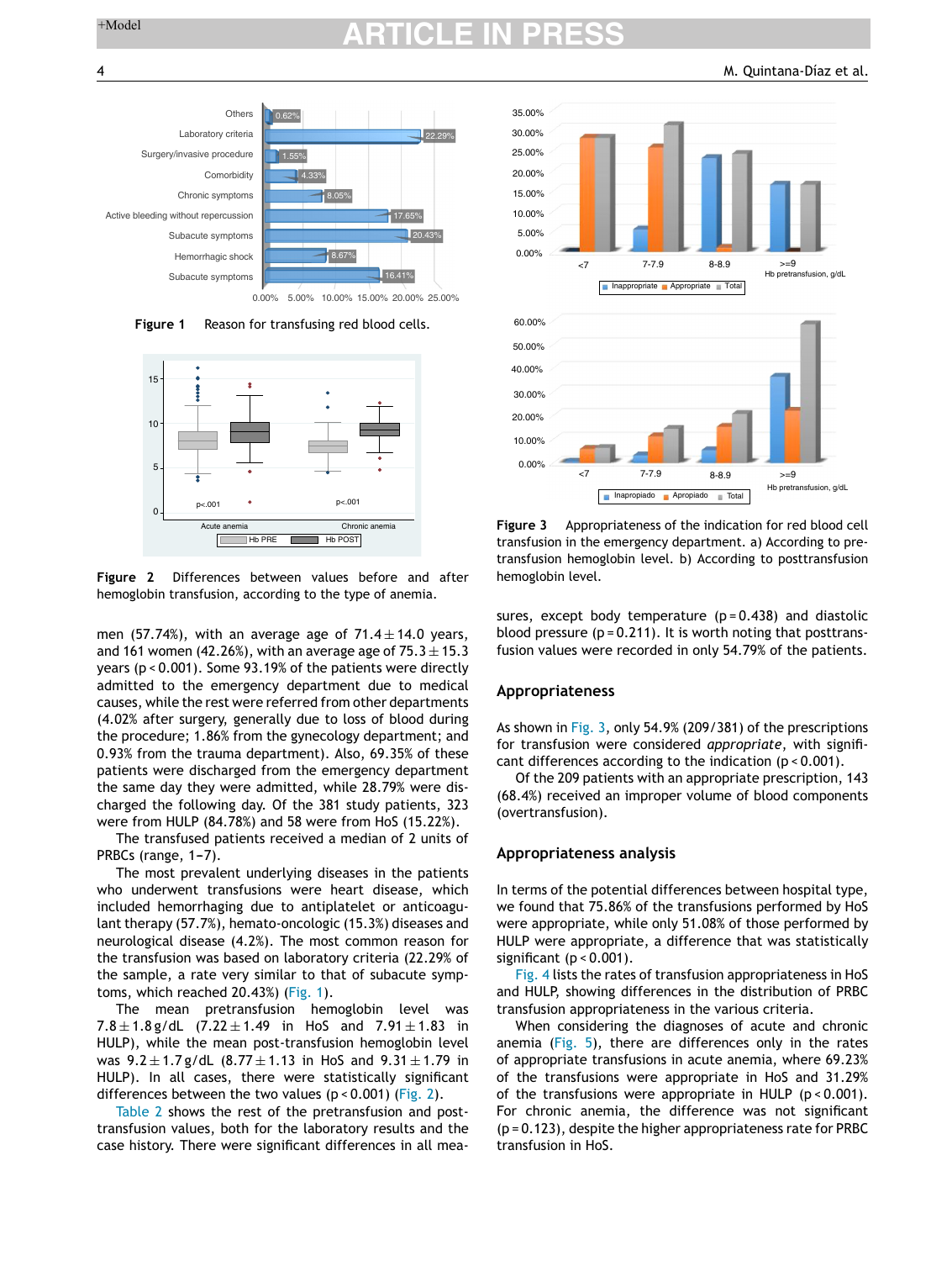Figure 1 Reason for transfusing red blood cells.

Figure 2 Differences between values before and after hemoglobin transfusion, according to the type of anemia.

Figure 3 Appropriateness of the indication for red blood cell transfusion in the emergency department. a) According to pretransfusion hemoglobin level. b) According to posttransfusion hemoglobin level.

men (57.74%), with an average age of 71.4 ± 14.0 years, and 161 women (42.26%), with an average age of 75.3 ± 15.3 years ($p < 0.001$). Some 93.19% of the patients were directly admitted to the emergency department due to medical causes, while the rest were referred from other departments (4.02% after surgery, generally due to loss of blood during the procedure; 1.86% from the gynecology department; and 0.93% from the trauma department). Also, 69.35% of these patients were discharged from the emergency department the same day they were admitted, while 28.79% were discharged the following day. Of the 381 study patients, 323 were from HULP (84.78%) and 58 were from HoS (15.22%).

The transfused patients received a median of 2 units of PRBCs (range, 1–7).

The most prevalent underlying diseases in the patients who underwent transfusions were heart disease, which included hemorrhaging due to antiplatelet or anticoagulant therapy (57.7%), hemato-oncologic (15.3%) diseases and neurological disease (4.2%). The most common reason for the transfusion was based on laboratory criteria (22.29% of the sample, a rate very similar to that of subacute symptoms, which reached 20.43%) (Fig. 1).

The mean pretransfusion hemoglobin level was 7.8 ± 1.8 g/dL (7.22 ± 1.49 in HoS and 7.91 ± 1.83 in HULP), while the mean post-transfusion hemoglobin level was 9.2 ± 1.7 g/dL (8.77 ± 1.13 in HoS and 9.31 ± 1.79 in HULP). In all cases, there were statistically significant differences between the two values ($p < 0.001$) (Fig. 2).

Table 2 shows the rest of the pretransfusion and post-transfusion values, both for the laboratory results and the case history. There were significant differences in all measures, except body temperature ($p = 0.438$) and diastolic blood pressure ($p = 0.211$). It is worth noting that posttransfusion values were recorded in only 54.79% of the patients.

## Appropriateness

As shown in Fig. 3, only 54.9% (209/381) of the prescriptions for transfusion were considered *appropriate*, with significant differences according to the indication ($p < 0.001$).

Of the 209 patients with an appropriate prescription, 143 (68.4%) received an improper volume of blood components (overtransfusion).

## Appropriateness analysis

In terms of the potential differences between hospital type, we found that 75.86% of the transfusions performed by HoS were appropriate, while only 51.08% of those performed by HULP were appropriate, a difference that was statistically significant ($p < 0.001$).

Fig. 4 lists the rates of transfusion appropriateness in HoS and HULP, showing differences in the distribution of PRBC transfusion appropriateness in the various criteria.

When considering the diagnoses of acute and chronic anemia (Fig. 5), there are differences only in the rates of appropriate transfusions in acute anemia, where 69.23% of the transfusions were appropriate in HoS and 31.29% of the transfusions were appropriate in HULP ($p < 0.001$). For chronic anemia, the difference was not significant ($p = 0.123$), despite the higher appropriateness rate for PRBC transfusion in HoS.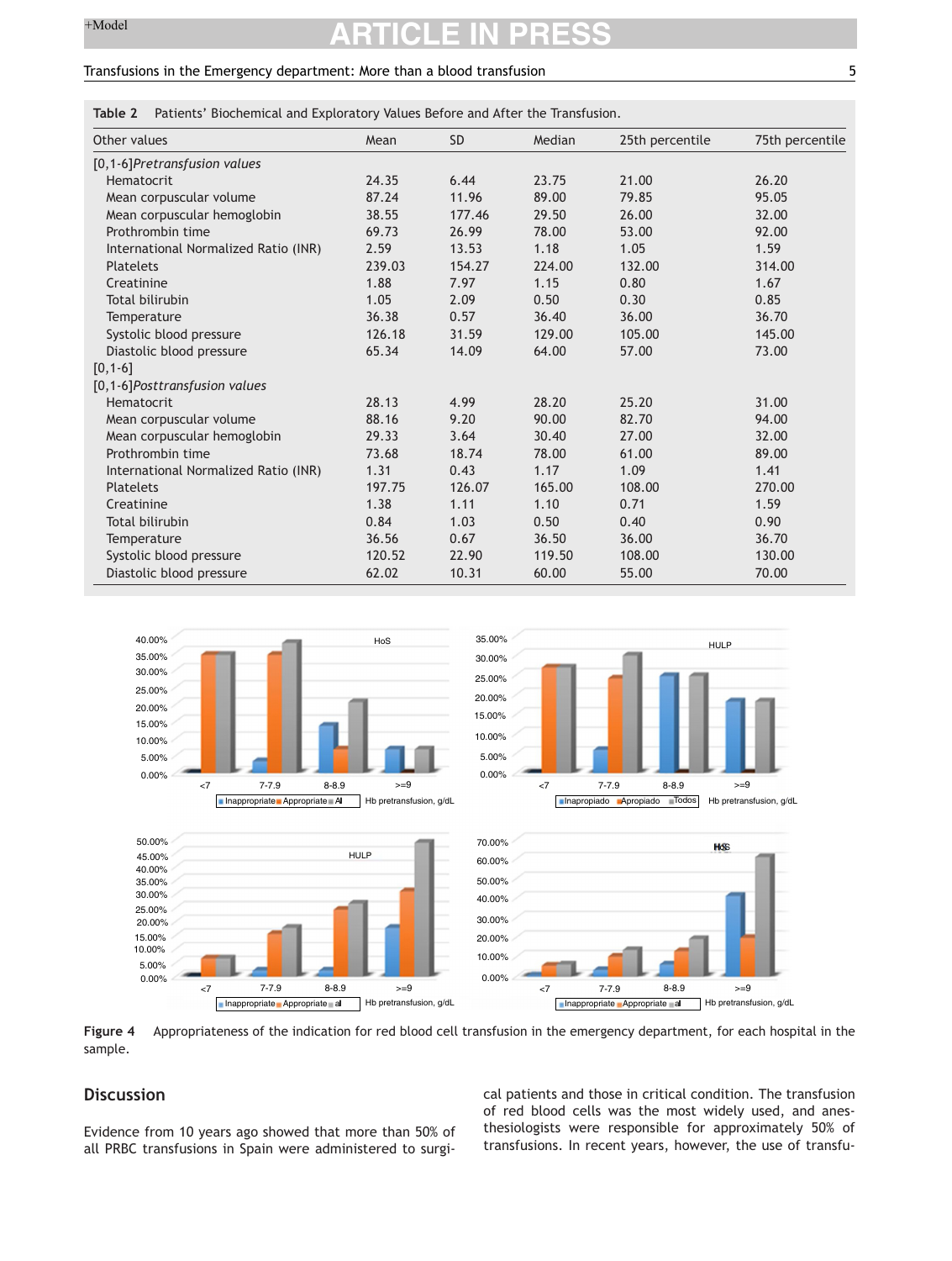**Table 2** Patients' Biochemical and Exploratory Values Before and After the Transfusion.

| Other values | Mean | SD | Median | 25th percentile | 75th percentile |
|---|---|---|---|---|---|
| [0,1-6]*Pretransfusion values* | | | | | |
| Hematocrit | 24.35 | 6.44 | 23.75 | 21.00 | 26.20 |
| Mean corpuscular volume | 87.24 | 11.96 | 89.00 | 79.85 | 95.05 |
| Mean corpuscular hemoglobin | 38.55 | 177.46 | 29.50 | 26.00 | 32.00 |
| Prothrombin time | 69.73 | 26.99 | 78.00 | 53.00 | 92.00 |
| International Normalized Ratio (INR) | 2.59 | 13.53 | 1.18 | 1.05 | 1.59 |
| Platelets | 239.03 | 154.27 | 224.00 | 132.00 | 314.00 |
| Creatinine | 1.88 | 7.97 | 1.15 | 0.80 | 1.67 |
| Total bilirubin | 1.05 | 2.09 | 0.50 | 0.30 | 0.85 |
| Temperature | 36.38 | 0.57 | 36.40 | 36.00 | 36.70 |
| Systolic blood pressure | 126.18 | 31.59 | 129.00 | 105.00 | 145.00 |
| Diastolic blood pressure | 65.34 | 14.09 | 64.00 | 57.00 | 73.00 |
| [0,1-6] | | | | | |
| [0,1-6]*Posttransfusion values* | | | | | |
| Hematocrit | 28.13 | 4.99 | 28.20 | 25.20 | 31.00 |
| Mean corpuscular volume | 88.16 | 9.20 | 90.00 | 82.70 | 94.00 |
| Mean corpuscular hemoglobin | 29.33 | 3.64 | 30.40 | 27.00 | 32.00 |
| Prothrombin time | 73.68 | 18.74 | 78.00 | 61.00 | 89.00 |
| International Normalized Ratio (INR) | 1.31 | 0.43 | 1.17 | 1.09 | 1.41 |
| Platelets | 197.75 | 126.07 | 165.00 | 108.00 | 270.00 |
| Creatinine | 1.38 | 1.11 | 1.10 | 0.71 | 1.59 |
| Total bilirubin | 0.84 | 1.03 | 0.50 | 0.40 | 0.90 |
| Temperature | 36.56 | 0.67 | 36.50 | 36.00 | 36.70 |
| Systolic blood pressure | 120.52 | 22.90 | 119.50 | 108.00 | 130.00 |
| Diastolic blood pressure | 62.02 | 10.31 | 60.00 | 55.00 | 70.00 |

**Figure 4** Appropriateness of the indication for red blood cell transfusion in the emergency department, for each hospital in the sample.

## Discussion

Evidence from 10 years ago showed that more than 50% of all PRBC transfusions in Spain were administered to surgical patients and those in critical condition. The transfusion of red blood cells was the most widely used, and anesthesiologists were responsible for approximately 50% of transfusions. In recent years, however, the use of transfu-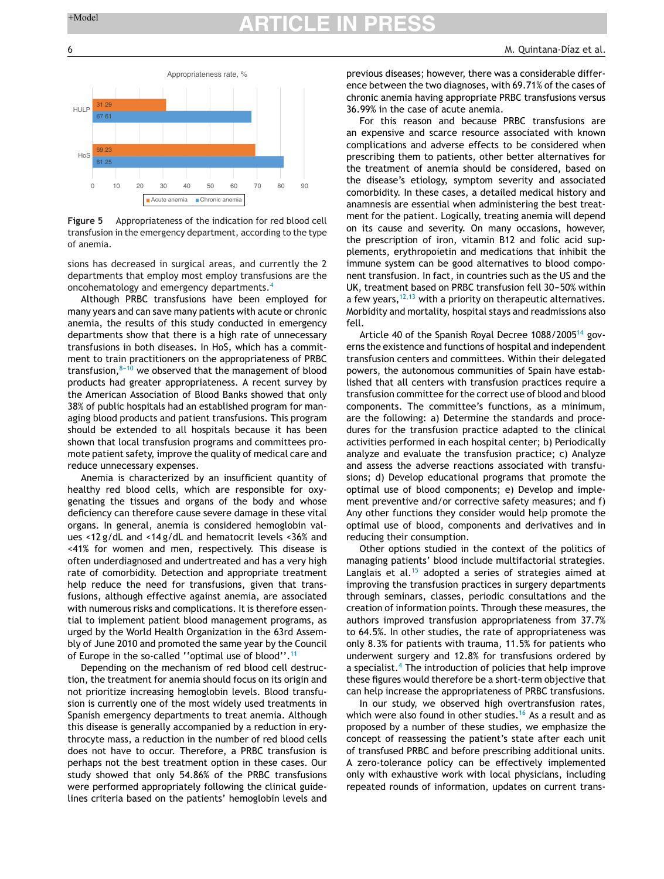Figure 5  Appropriateness of the indication for red blood cell transfusion in the emergency department, according to the type of anemia.

sions has decreased in surgical areas, and currently the 2 departments that employ most employ transfusions are the oncohematology and emergency departments.[4]

Although PRBC transfusions have been employed for many years and can save many patients with acute or chronic anemia, the results of this study conducted in emergency departments show that there is a high rate of unnecessary transfusions in both diseases. In HoS, which has a commitment to train practitioners on the appropriateness of PRBC transfusion,[8–10] we observed that the management of blood products had greater appropriateness. A recent survey by the American Association of Blood Banks showed that only 38% of public hospitals had an established program for managing blood products and patient transfusions. This program should be extended to all hospitals because it has been shown that local transfusion programs and committees promote patient safety, improve the quality of medical care and reduce unnecessary expenses.

Anemia is characterized by an insufficient quantity of healthy red blood cells, which are responsible for oxygenating the tissues and organs of the body and whose deficiency can therefore cause severe damage in these vital organs. In general, anemia is considered hemoglobin values <12 g/dL and <14 g/dL and hematocrit levels <36% and <41% for women and men, respectively. This disease is often underdiagnosed and undertreated and has a very high rate of comorbidity. Detection and appropriate treatment help reduce the need for transfusions, given that transfusions, although effective against anemia, are associated with numerous risks and complications. It is therefore essential to implement patient blood management programs, as urged by the World Health Organization in the 63rd Assembly of June 2010 and promoted the same year by the Council of Europe in the so-called ''optimal use of blood''.[11]

Depending on the mechanism of red blood cell destruction, the treatment for anemia should focus on its origin and not prioritize increasing hemoglobin levels. Blood transfusion is currently one of the most widely used treatments in Spanish emergency departments to treat anemia. Although this disease is generally accompanied by a reduction in erythrocyte mass, a reduction in the number of red blood cells does not have to occur. Therefore, a PRBC transfusion is perhaps not the best treatment option in these cases. Our study showed that only 54.86% of the PRBC transfusions were performed appropriately following the clinical guidelines criteria based on the patients' hemoglobin levels and previous diseases; however, there was a considerable difference between the two diagnoses, with 69.71% of the cases of chronic anemia having appropriate PRBC transfusions versus 36.99% in the case of acute anemia.

For this reason and because PRBC transfusions are an expensive and scarce resource associated with known complications and adverse effects to be considered when prescribing them to patients, other better alternatives for the treatment of anemia should be considered, based on the disease's etiology, symptom severity and associated comorbidity. In these cases, a detailed medical history and anamnesis are essential when administering the best treatment for the patient. Logically, treating anemia will depend on its cause and severity. On many occasions, however, the prescription of iron, vitamin B12 and folic acid supplements, erythropoietin and medications that inhibit the immune system can be good alternatives to blood component transfusion. In fact, in countries such as the US and the UK, treatment based on PRBC transfusion fell 30–50% within a few years,[12,13] with a priority on therapeutic alternatives. Morbidity and mortality, hospital stays and readmissions also fell.

Article 40 of the Spanish Royal Decree 1088/2005[14] governs the existence and functions of hospital and independent transfusion centers and committees. Within their delegated powers, the autonomous communities of Spain have established that all centers with transfusion practices require a transfusion committee for the correct use of blood and blood components. The committee's functions, as a minimum, are the following: a) Determine the standards and procedures for the transfusion practice adapted to the clinical activities performed in each hospital center; b) Periodically analyze and evaluate the transfusion practice; c) Analyze and assess the adverse reactions associated with transfusions; d) Develop educational programs that promote the optimal use of blood components; e) Develop and implement preventive and/or corrective safety measures; and f) Any other functions they consider would help promote the optimal use of blood, components and derivatives and in reducing their consumption.

Other options studied in the context of the politics of managing patients' blood include multifactorial strategies. Langlais et al.[15] adopted a series of strategies aimed at improving the transfusion practices in surgery departments through seminars, classes, periodic consultations and the creation of information points. Through these measures, the authors improved transfusion appropriateness from 37.7% to 64.5%. In other studies, the rate of appropriateness was only 8.3% for patients with trauma, 11.5% for patients who underwent surgery and 12.8% for transfusions ordered by a specialist.[4] The introduction of policies that help improve these figures would therefore be a short-term objective that can help increase the appropriateness of PRBC transfusions.

In our study, we observed high overtransfusion rates, which were also found in other studies.[16] As a result and as proposed by a number of these studies, we emphasize the concept of reassessing the patient's state after each unit of transfused PRBC and before prescribing additional units. A zero-tolerance policy can be effectively implemented only with exhaustive work with local physicians, including repeated rounds of information, updates on current trans-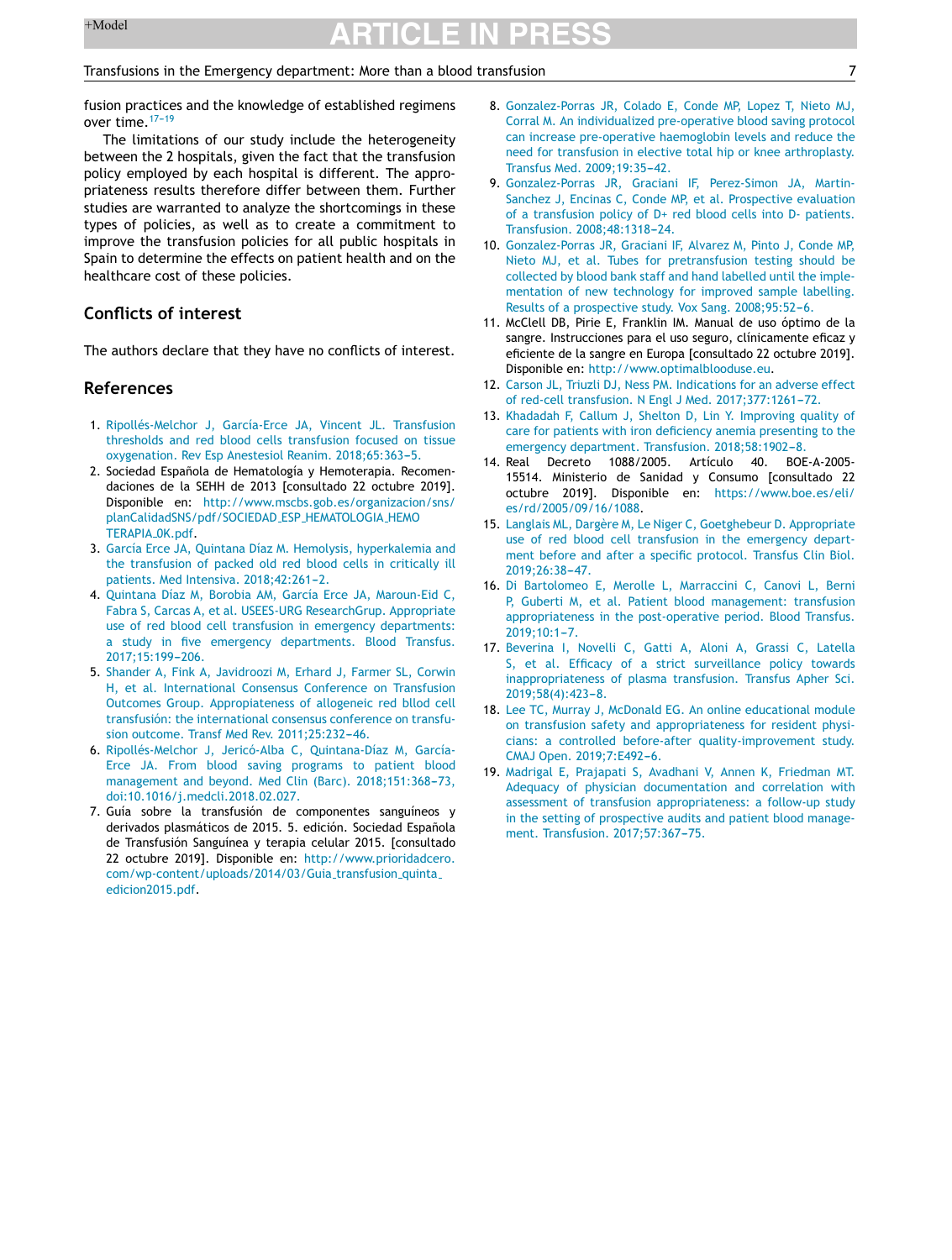fusion practices and the knowledge of established regimens over time.[17–19]

The limitations of our study include the heterogeneity between the 2 hospitals, given the fact that the transfusion policy employed by each hospital is different. The appropriateness results therefore differ between them. Further studies are warranted to analyze the shortcomings in these types of policies, as well as to create a commitment to improve the transfusion policies for all public hospitals in Spain to determine the effects on patient health and on the healthcare cost of these policies.

## Conflicts of interest

The authors declare that they have no conflicts of interest.

## References

1. Ripollés-Melchor J, García-Erce JA, Vincent JL. Transfusion thresholds and red blood cells transfusion focused on tissue oxygenation. Rev Esp Anestesiol Reanim. 2018;65:363–5.
2. Sociedad Española de Hematología y Hemoterapia. Recomendaciones de la SEHH de 2013 [consultado 22 octubre 2019]. Disponible en: http://www.mscbs.gob.es/organizacion/sns/planCalidadSNS/pdf/SOCIEDAD_ESP_HEMATOLOGIA_HEMOTERAPIA_0K.pdf.
3. García Erce JA, Quintana Díaz M. Hemolysis, hyperkalemia and the transfusion of packed old red blood cells in critically ill patients. Med Intensiva. 2018;42:261–2.
4. Quintana Díaz M, Borobia AM, García Erce JA, Maroun-Eid C, Fabra S, Carcas A, et al. USEES-URG ResearchGrup. Appropriate use of red blood cell transfusion in emergency departments: a study in five emergency departments. Blood Transfus. 2017;15:199–206.
5. Shander A, Fink A, Javidroozi M, Erhard J, Farmer SL, Corwin H, et al. International Consensus Conference on Transfusion Outcomes Group. Appropiateness of allogeneic red bllod cell transfusión: the international consensus conference on transfusion outcome. Transf Med Rev. 2011;25:232–46.
6. Ripollés-Melchor J, Jericó-Alba C, Quintana-Díaz M, García-Erce JA. From blood saving programs to patient blood management and beyond. Med Clin (Barc). 2018;151:368–73, doi:10.1016/j.medcli.2018.02.027.
7. Guía sobre la transfusión de componentes sanguíneos y derivados plasmáticos de 2015. 5. edición. Sociedad Española de Transfusión Sanguínea y terapia celular 2015. [consultado 22 octubre 2019]. Disponible en: http://www.prioridadcero.com/wp-content/uploads/2014/03/Guia_transfusion_quinta_edicion2015.pdf.
8. Gonzalez-Porras JR, Colado E, Conde MP, Lopez T, Nieto MJ, Corral M. An individualized pre-operative blood saving protocol can increase pre-operative haemoglobin levels and reduce the need for transfusion in elective total hip or knee arthroplasty. Transfus Med. 2009;19:35–42.
9. Gonzalez-Porras JR, Graciani IF, Perez-Simon JA, Martin-Sanchez J, Encinas C, Conde MP, et al. Prospective evaluation of a transfusion policy of D+ red blood cells into D- patients. Transfusion. 2008;48:1318–24.
10. Gonzalez-Porras JR, Graciani IF, Alvarez M, Pinto J, Conde MP, Nieto MJ, et al. Tubes for pretransfusion testing should be collected by blood bank staff and hand labelled until the implementation of new technology for improved sample labelling. Results of a prospective study. Vox Sang. 2008;95:52–6.
11. McClell DB, Pirie E, Franklin IM. Manual de uso óptimo de la sangre. Instrucciones para el uso seguro, clínicamente eficaz y eficiente de la sangre en Europa [consultado 22 octubre 2019]. Disponible en: http://www.optimalblooduse.eu.
12. Carson JL, Triuzli DJ, Ness PM. Indications for an adverse effect of red-cell transfusion. N Engl J Med. 2017;377:1261–72.
13. Khadadah F, Callum J, Shelton D, Lin Y. Improving quality of care for patients with iron deficiency anemia presenting to the emergency department. Transfusion. 2018;58:1902–8.
14. Real Decreto 1088/2005. Artículo 40. BOE-A-2005-15514. Ministerio de Sanidad y Consumo [consultado 22 octubre 2019]. Disponible en: https://www.boe.es/eli/es/rd/2005/09/16/1088.
15. Langlais ML, Dargère M, Le Niger C, Goetghebeur D. Appropriate use of red blood cell transfusion in the emergency department before and after a specific protocol. Transfus Clin Biol. 2019;26:38–47.
16. Di Bartolomeo E, Merolle L, Marraccini C, Canovi L, Berni P, Guberti M, et al. Patient blood management: transfusion appropriateness in the post-operative period. Blood Transfus. 2019;10:1–7.
17. Beverina I, Novelli C, Gatti A, Aloni A, Grassi C, Latella S, et al. Efficacy of a strict surveillance policy towards inappropriateness of plasma transfusion. Transfus Apher Sci. 2019;58(4):423–8.
18. Lee TC, Murray J, McDonald EG. An online educational module on transfusion safety and appropriateness for resident physicians: a controlled before-after quality-improvement study. CMAJ Open. 2019;7:E492–6.
19. Madrigal E, Prajapati S, Avadhani V, Annen K, Friedman MT. Adequacy of physician documentation and correlation with assessment of transfusion appropriateness: a follow-up study in the setting of prospective audits and patient blood management. Transfusion. 2017;57:367–75.